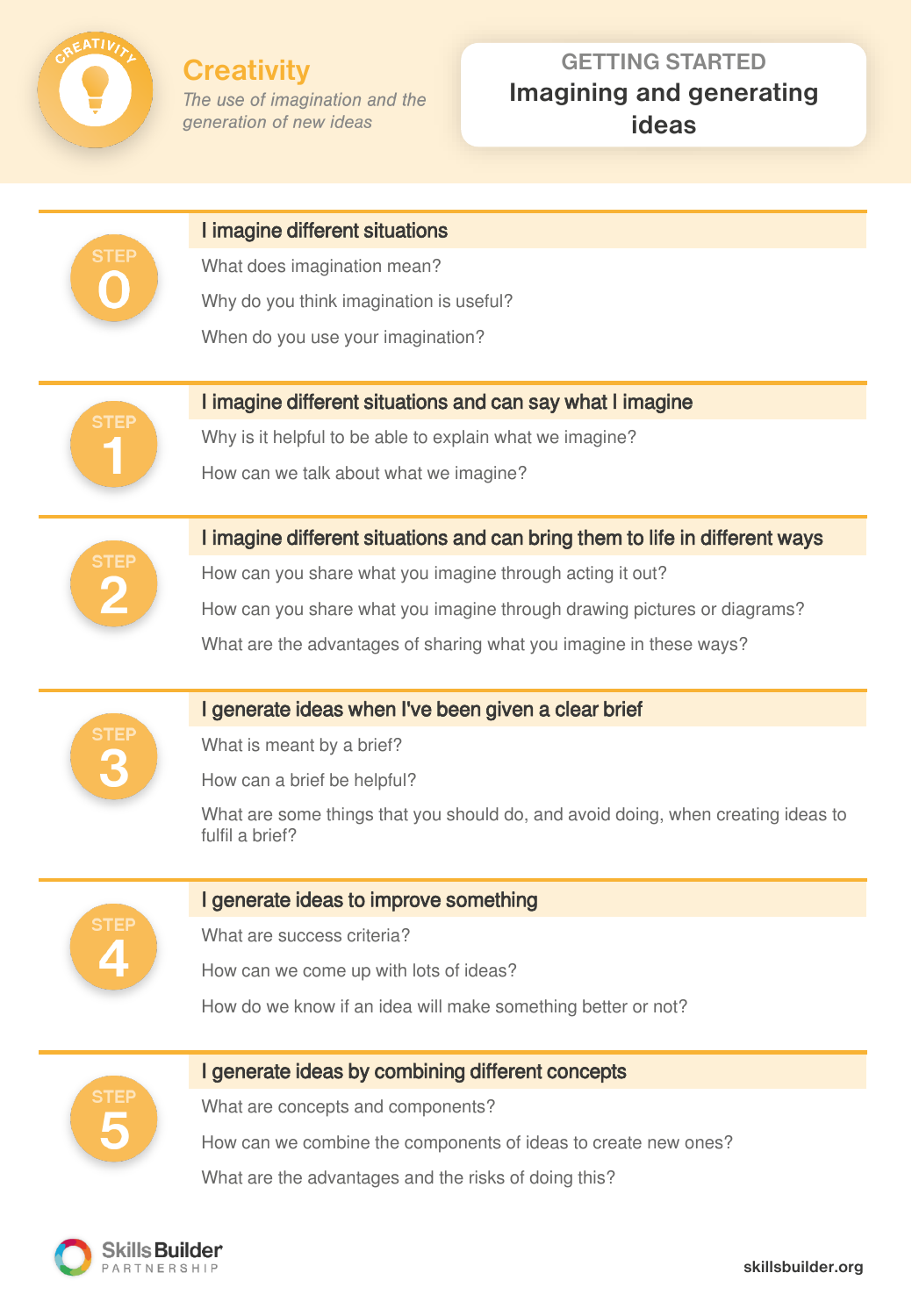# Creativity

*The use of imagination and the generation of new ideas*

## GETTING STARTED
## Imagining and generating ideas

### STEP 0 — I imagine different situations

What does imagination mean?

Why do you think imagination is useful?

When do you use your imagination?

### STEP 1 — I imagine different situations and can say what I imagine

Why is it helpful to be able to explain what we imagine?

How can we talk about what we imagine?

### STEP 2 — I imagine different situations and can bring them to life in different ways

How can you share what you imagine through acting it out?

How can you share what you imagine through drawing pictures or diagrams?

What are the advantages of sharing what you imagine in these ways?

### STEP 3 — I generate ideas when I've been given a clear brief

What is meant by a brief?

How can a brief be helpful?

What are some things that you should do, and avoid doing, when creating ideas to fulfil a brief?

### STEP 4 — I generate ideas to improve something

What are success criteria?

How can we come up with lots of ideas?

How do we know if an idea will make something better or not?

### STEP 5 — I generate ideas by combining different concepts

What are concepts and components?

How can we combine the components of ideas to create new ones?

What are the advantages and the risks of doing this?

Skills Builder PARTNERSHIP

skillsbuilder.org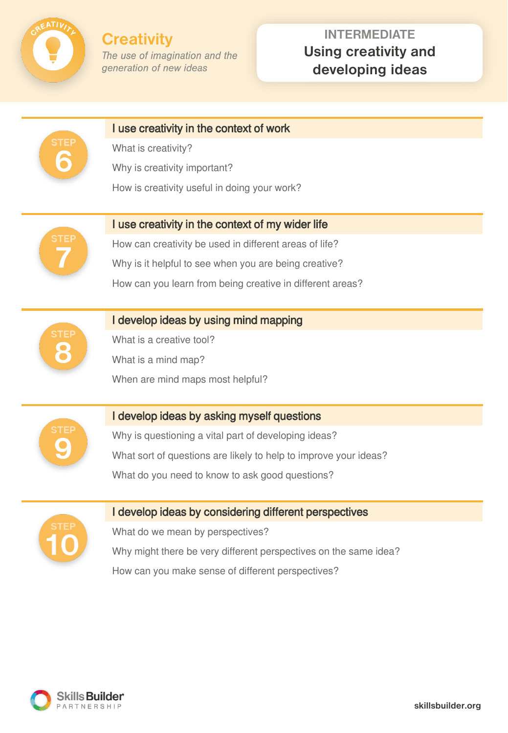# Creativity

*The use of imagination and the generation of new ideas*

**INTERMEDIATE**
**Using creativity and developing ideas**

## STEP 6

### I use creativity in the context of work

What is creativity?

Why is creativity important?

How is creativity useful in doing your work?

## STEP 7

### I use creativity in the context of my wider life

How can creativity be used in different areas of life?

Why is it helpful to see when you are being creative?

How can you learn from being creative in different areas?

## STEP 8

### I develop ideas by using mind mapping

What is a creative tool?

What is a mind map?

When are mind maps most helpful?

## STEP 9

### I develop ideas by asking myself questions

Why is questioning a vital part of developing ideas?

What sort of questions are likely to help to improve your ideas?

What do you need to know to ask good questions?

## STEP 10

### I develop ideas by considering different perspectives

What do we mean by perspectives?

Why might there be very different perspectives on the same idea?

How can you make sense of different perspectives?

Skills Builder PARTNERSHIP

skillsbuilder.org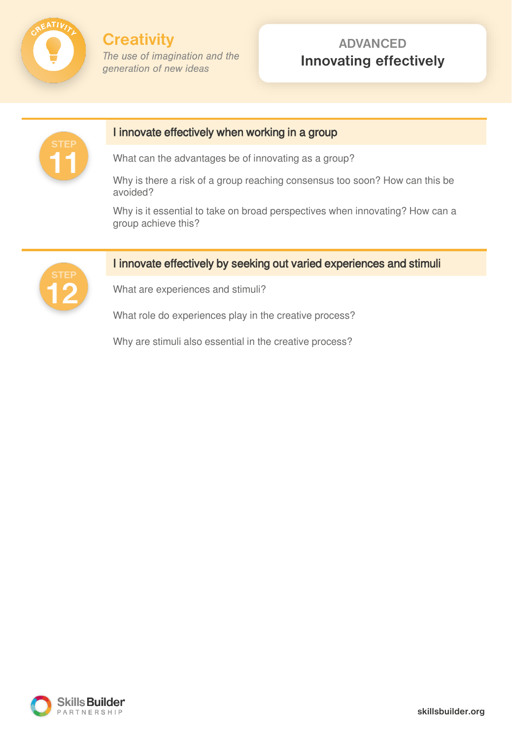# Creativity

*The use of imagination and the generation of new ideas*

**ADVANCED**
**Innovating effectively**

## STEP 11

### I innovate effectively when working in a group

What can the advantages be of innovating as a group?

Why is there a risk of a group reaching consensus too soon? How can this be avoided?

Why is it essential to take on broad perspectives when innovating? How can a group achieve this?

## STEP 12

### I innovate effectively by seeking out varied experiences and stimuli

What are experiences and stimuli?

What role do experiences play in the creative process?

Why are stimuli also essential in the creative process?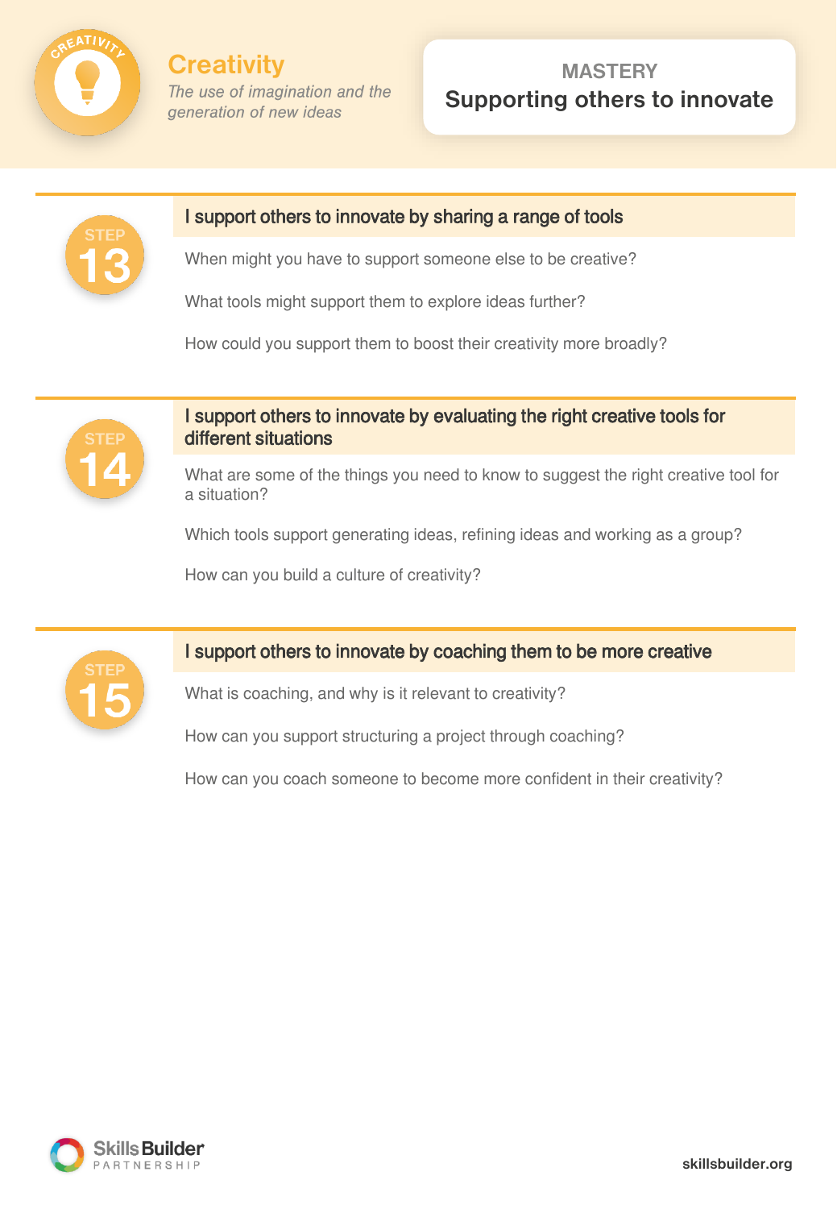# Creativity

*The use of imagination and the generation of new ideas*

**MASTERY**
**Supporting others to innovate**

## STEP 13

### I support others to innovate by sharing a range of tools

When might you have to support someone else to be creative?

What tools might support them to explore ideas further?

How could you support them to boost their creativity more broadly?

## STEP 14

### I support others to innovate by evaluating the right creative tools for different situations

What are some of the things you need to know to suggest the right creative tool for a situation?

Which tools support generating ideas, refining ideas and working as a group?

How can you build a culture of creativity?

## STEP 15

### I support others to innovate by coaching them to be more creative

What is coaching, and why is it relevant to creativity?

How can you support structuring a project through coaching?

How can you coach someone to become more confident in their creativity?

Skills Builder PARTNERSHIP

skillsbuilder.org